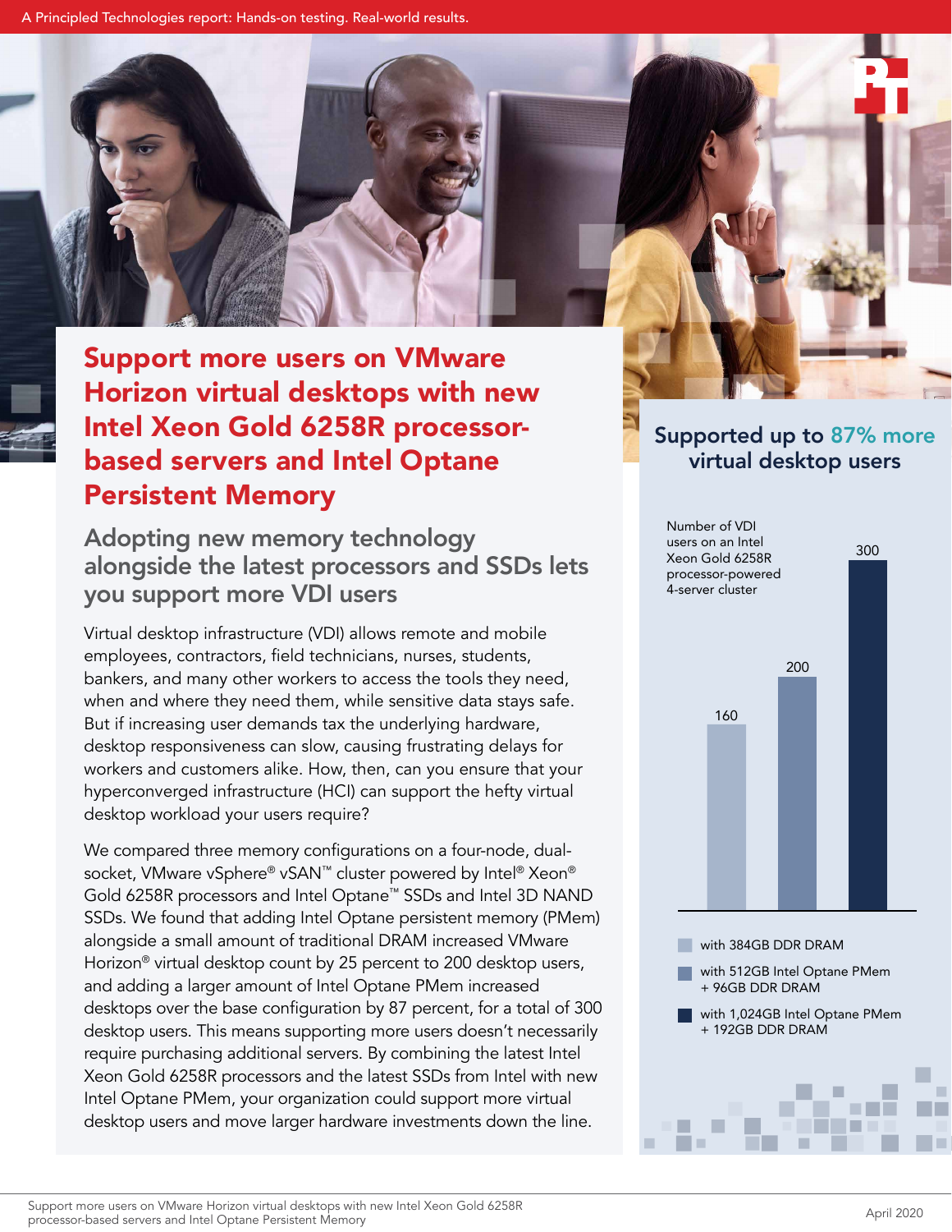A Principled Technologies report: Hands-on testing. Real-world results.

# Support more users on VMware Horizon virtual desktops with new Intel Xeon Gold 6258R processor-based servers and Intel Optane Persistent Memory

## Adopting new memory technology alongside the latest processors and SSDs lets you support more VDI users

Virtual desktop infrastructure (VDI) allows remote and mobile employees, contractors, field technicians, nurses, students, bankers, and many other workers to access the tools they need, when and where they need them, while sensitive data stays safe. But if increasing user demands tax the underlying hardware, desktop responsiveness can slow, causing frustrating delays for workers and customers alike. How, then, can you ensure that your hyperconverged infrastructure (HCI) can support the hefty virtual desktop workload your users require?

We compared three memory configurations on a four-node, dual-socket, VMware vSphere® vSAN™ cluster powered by Intel® Xeon® Gold 6258R processors and Intel Optane™ SSDs and Intel 3D NAND SSDs. We found that adding Intel Optane persistent memory (PMem) alongside a small amount of traditional DRAM increased VMware Horizon® virtual desktop count by 25 percent to 200 desktop users, and adding a larger amount of Intel Optane PMem increased desktops over the base configuration by 87 percent, for a total of 300 desktop users. This means supporting more users doesn't necessarily require purchasing additional servers. By combining the latest Intel Xeon Gold 6258R processors and the latest SSDs from Intel with new Intel Optane PMem, your organization could support more virtual desktop users and move larger hardware investments down the line.

## Supported up to 87% more virtual desktop users

Number of VDI users on an Intel Xeon Gold 6258R processor-powered 4-server cluster

| Configuration | Users |
| --- | --- |
| with 384GB DDR DRAM | 160 |
| with 512GB Intel Optane PMem + 96GB DDR DRAM | 200 |
| with 1,024GB Intel Optane PMem + 192GB DDR DRAM | 300 |

April 2020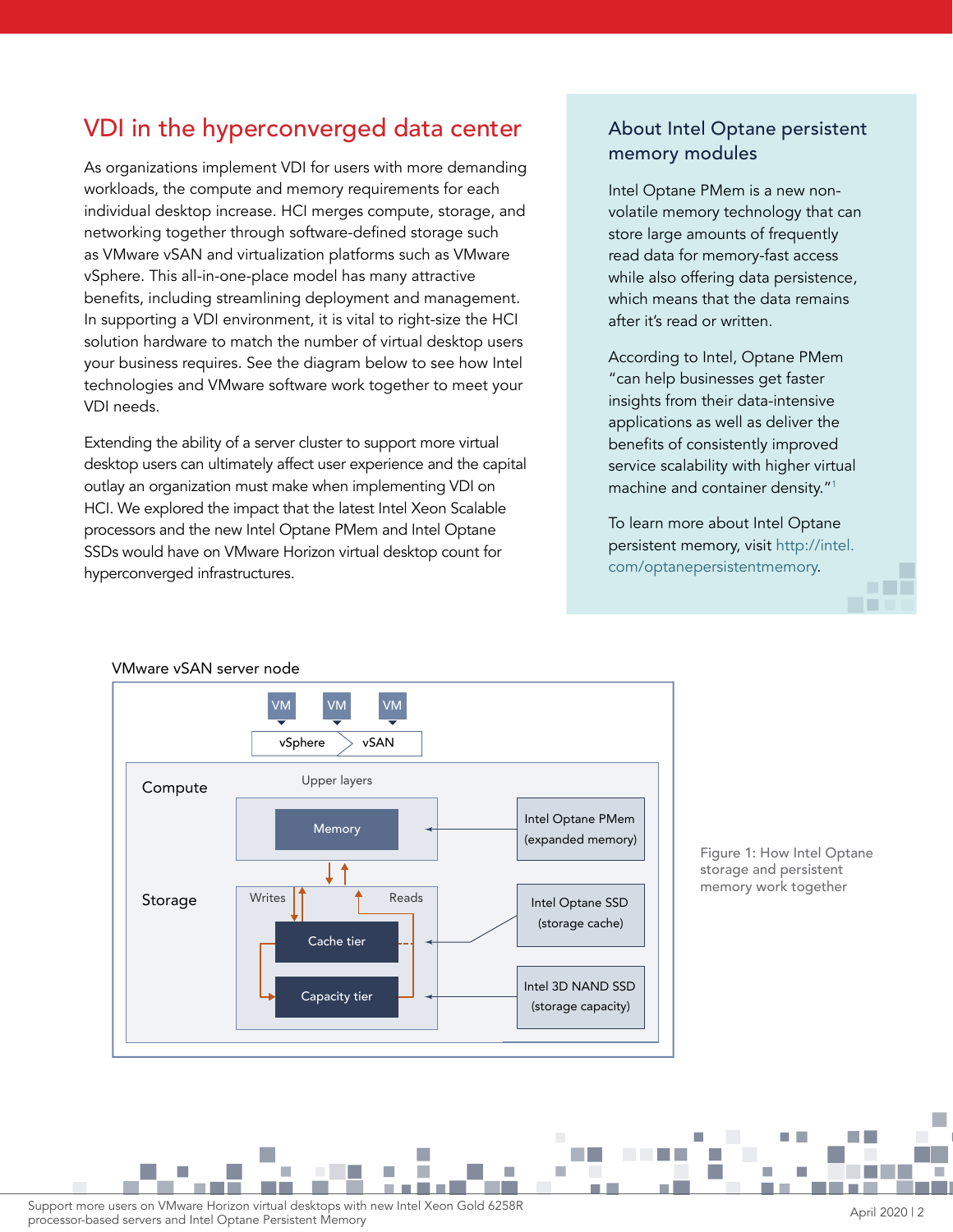## VDI in the hyperconverged data center

As organizations implement VDI for users with more demanding workloads, the compute and memory requirements for each individual desktop increase. HCI merges compute, storage, and networking together through software-defined storage such as VMware vSAN and virtualization platforms such as VMware vSphere. This all-in-one-place model has many attractive benefits, including streamlining deployment and management. In supporting a VDI environment, it is vital to right-size the HCI solution hardware to match the number of virtual desktop users your business requires. See the diagram below to see how Intel technologies and VMware software work together to meet your VDI needs.

Extending the ability of a server cluster to support more virtual desktop users can ultimately affect user experience and the capital outlay an organization must make when implementing VDI on HCI. We explored the impact that the latest Intel Xeon Scalable processors and the new Intel Optane PMem and Intel Optane SSDs would have on VMware Horizon virtual desktop count for hyperconverged infrastructures.

### About Intel Optane persistent memory modules

Intel Optane PMem is a new non-volatile memory technology that can store large amounts of frequently read data for memory-fast access while also offering data persistence, which means that the data remains after it's read or written.

According to Intel, Optane PMem "can help businesses get faster insights from their data-intensive applications as well as deliver the benefits of consistently improved service scalability with higher virtual machine and container density."[1]

To learn more about Intel Optane persistent memory, visit http://intel.com/optanepersistentmemory.

VMware vSAN server node

VM VM VM

vSphere vSAN

Compute — Upper layers — Memory ← Intel Optane PMem (expanded memory)

Storage — Writes / Reads — Cache tier ← Intel Optane SSD (storage cache); Capacity tier ← Intel 3D NAND SSD (storage capacity)

Figure 1: How Intel Optane storage and persistent memory work together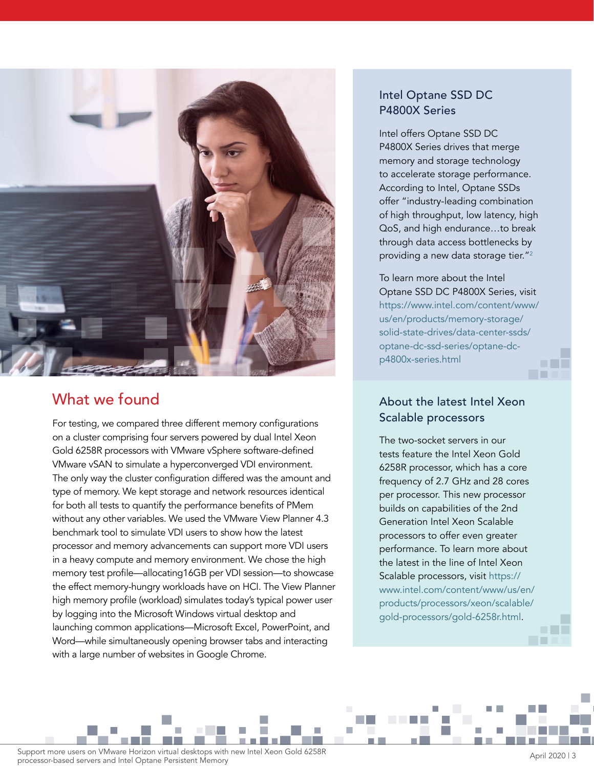## What we found

For testing, we compared three different memory configurations on a cluster comprising four servers powered by dual Intel Xeon Gold 6258R processors with VMware vSphere software-defined VMware vSAN to simulate a hyperconverged VDI environment. The only way the cluster configuration differed was the amount and type of memory. We kept storage and network resources identical for both all tests to quantify the performance benefits of PMem without any other variables. We used the VMware View Planner 4.3 benchmark tool to simulate VDI users to show how the latest processor and memory advancements can support more VDI users in a heavy compute and memory environment. We chose the high memory test profile—allocating16GB per VDI session—to showcase the effect memory-hungry workloads have on HCI. The View Planner high memory profile (workload) simulates today's typical power user by logging into the Microsoft Windows virtual desktop and launching common applications—Microsoft Excel, PowerPoint, and Word—while simultaneously opening browser tabs and interacting with a large number of websites in Google Chrome.

### Intel Optane SSD DC P4800X Series

Intel offers Optane SSD DC P4800X Series drives that merge memory and storage technology to accelerate storage performance. According to Intel, Optane SSDs offer "industry-leading combination of high throughput, low latency, high QoS, and high endurance…to break through data access bottlenecks by providing a new data storage tier."[2]

To learn more about the Intel Optane SSD DC P4800X Series, visit https://www.intel.com/content/www/us/en/products/memory-storage/solid-state-drives/data-center-ssds/optane-dc-ssd-series/optane-dc-p4800x-series.html

### About the latest Intel Xeon Scalable processors

The two-socket servers in our tests feature the Intel Xeon Gold 6258R processor, which has a core frequency of 2.7 GHz and 28 cores per processor. This new processor builds on capabilities of the 2nd Generation Intel Xeon Scalable processors to offer even greater performance. To learn more about the latest in the line of Intel Xeon Scalable processors, visit https://www.intel.com/content/www/us/en/products/processors/xeon/scalable/gold-processors/gold-6258r.html.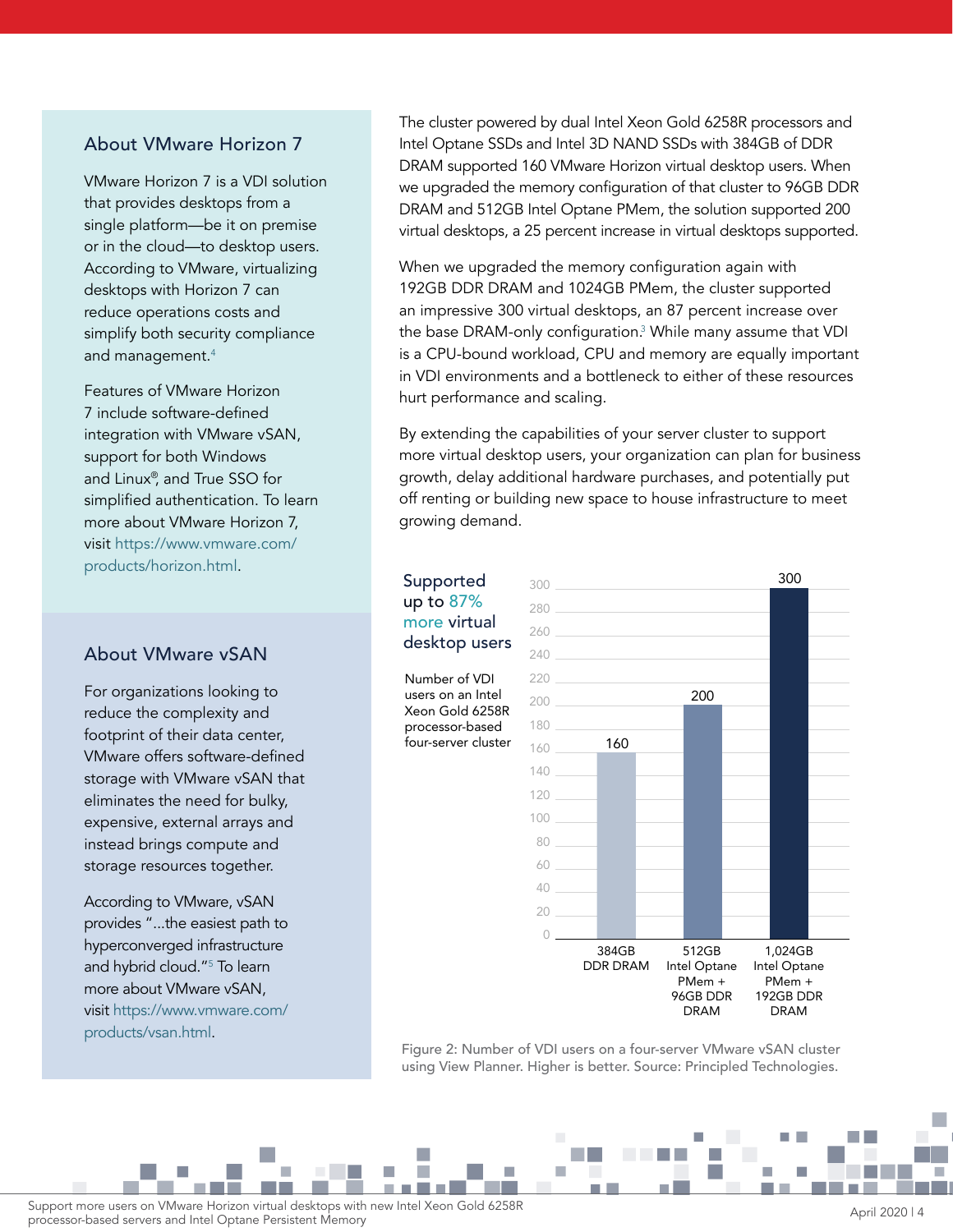## About VMware Horizon 7

VMware Horizon 7 is a VDI solution that provides desktops from a single platform—be it on premise or in the cloud—to desktop users. According to VMware, virtualizing desktops with Horizon 7 can reduce operations costs and simplify both security compliance and management.[4]

Features of VMware Horizon 7 include software-defined integration with VMware vSAN, support for both Windows and Linux®, and True SSO for simplified authentication. To learn more about VMware Horizon 7, visit https://www.vmware.com/products/horizon.html.

## About VMware vSAN

For organizations looking to reduce the complexity and footprint of their data center, VMware offers software-defined storage with VMware vSAN that eliminates the need for bulky, expensive, external arrays and instead brings compute and storage resources together.

According to VMware, vSAN provides "...the easiest path to hyperconverged infrastructure and hybrid cloud."[5] To learn more about VMware vSAN, visit https://www.vmware.com/products/vsan.html.

The cluster powered by dual Intel Xeon Gold 6258R processors and Intel Optane SSDs and Intel 3D NAND SSDs with 384GB of DDR DRAM supported 160 VMware Horizon virtual desktop users. When we upgraded the memory configuration of that cluster to 96GB DDR DRAM and 512GB Intel Optane PMem, the solution supported 200 virtual desktops, a 25 percent increase in virtual desktops supported.

When we upgraded the memory configuration again with 192GB DDR DRAM and 1024GB PMem, the cluster supported an impressive 300 virtual desktops, an 87 percent increase over the base DRAM-only configuration.[3] While many assume that VDI is a CPU-bound workload, CPU and memory are equally important in VDI environments and a bottleneck to either of these resources hurt performance and scaling.

By extending the capabilities of your server cluster to support more virtual desktop users, your organization can plan for business growth, delay additional hardware purchases, and potentially put off renting or building new space to house infrastructure to meet growing demand.

**Supported up to 87% more virtual desktop users**

Number of VDI users on an Intel Xeon Gold 6258R processor-based four-server cluster

| Configuration | Number of VDI users |
|---|---|
| 384GB DDR DRAM | 160 |
| 512GB Intel Optane PMem + 96GB DDR DRAM | 200 |
| 1,024GB Intel Optane PMem + 192GB DDR DRAM | 300 |

Figure 2: Number of VDI users on a four-server VMware vSAN cluster using View Planner. Higher is better. Source: Principled Technologies.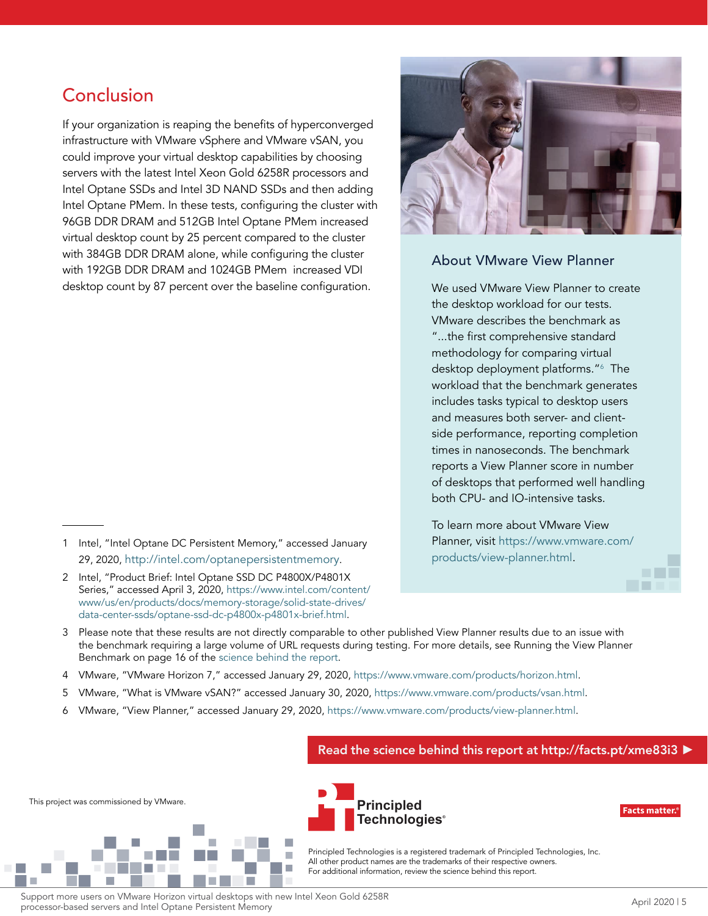## Conclusion

If your organization is reaping the benefits of hyperconverged infrastructure with VMware vSphere and VMware vSAN, you could improve your virtual desktop capabilities by choosing servers with the latest Intel Xeon Gold 6258R processors and Intel Optane SSDs and Intel 3D NAND SSDs and then adding Intel Optane PMem. In these tests, configuring the cluster with 96GB DDR DRAM and 512GB Intel Optane PMem increased virtual desktop count by 25 percent compared to the cluster with 384GB DDR DRAM alone, while configuring the cluster with 192GB DDR DRAM and 1024GB PMem increased VDI desktop count by 87 percent over the baseline configuration.

### About VMware View Planner

We used VMware View Planner to create the desktop workload for our tests. VMware describes the benchmark as "...the first comprehensive standard methodology for comparing virtual desktop deployment platforms."[6] The workload that the benchmark generates includes tasks typical to desktop users and measures both server- and client-side performance, reporting completion times in nanoseconds. The benchmark reports a View Planner score in number of desktops that performed well handling both CPU- and IO-intensive tasks.

To learn more about VMware View Planner, visit https://www.vmware.com/products/view-planner.html.

---

1 Intel, "Intel Optane DC Persistent Memory," accessed January 29, 2020, http://intel.com/optanepersistentmemory.

2 Intel, "Product Brief: Intel Optane SSD DC P4800X/P4801X Series," accessed April 3, 2020, https://www.intel.com/content/www/us/en/products/docs/memory-storage/solid-state-drives/data-center-ssds/optane-ssd-dc-p4800x-p4801x-brief.html.

3 Please note that these results are not directly comparable to other published View Planner results due to an issue with the benchmark requiring a large volume of URL requests during testing. For more details, see Running the View Planner Benchmark on page 16 of the science behind the report.

4 VMware, "VMware Horizon 7," accessed January 29, 2020, https://www.vmware.com/products/horizon.html.

5 VMware, "What is VMware vSAN?" accessed January 30, 2020, https://www.vmware.com/products/vsan.html.

6 VMware, "View Planner," accessed January 29, 2020, https://www.vmware.com/products/view-planner.html.

**Read the science behind this report at http://facts.pt/xme83i3 ►**

This project was commissioned by VMware.

Principled Technologies®

Facts matter.®

Principled Technologies is a registered trademark of Principled Technologies, Inc.
All other product names are the trademarks of their respective owners.
For additional information, review the science behind this report.